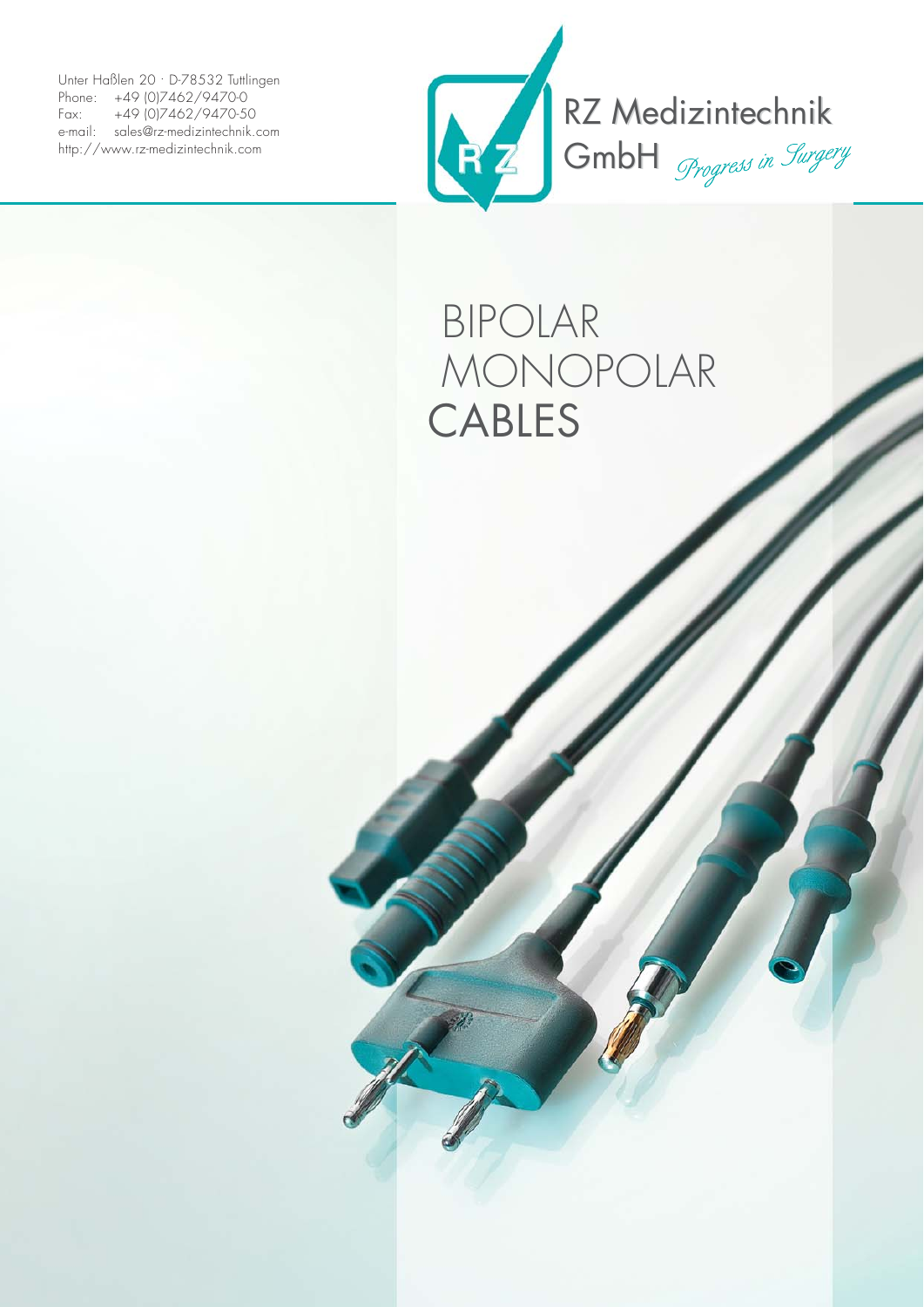Unter Haßlen 20 · D-78532 Tuttlingen
Phone: +49 (0)7462/9470-0
Fax: +49 (0)7462/9470-50
e-mail: sales@rz-medizintechnik.com
http://www.rz-medizintechnik.com

RZ Medizintechnik GmbH *Progress in Surgery*

# BIPOLAR MONOPOLAR CABLES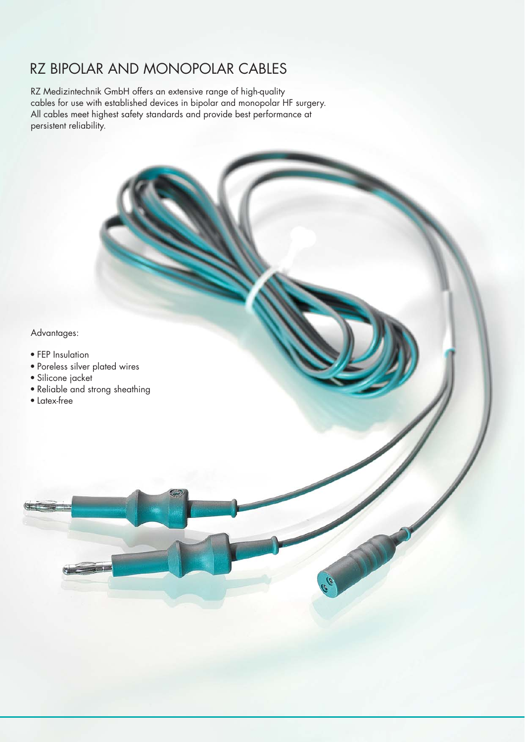# RZ BIPOLAR AND MONOPOLAR CABLES

RZ Medizintechnik GmbH offers an extensive range of high-quality cables for use with established devices in bipolar and monopolar HF surgery. All cables meet highest safety standards and provide best performance at persistent reliability.

Advantages:

- FEP Insulation
- Poreless silver plated wires
- Silicone jacket
- Reliable and strong sheathing
- Latex-free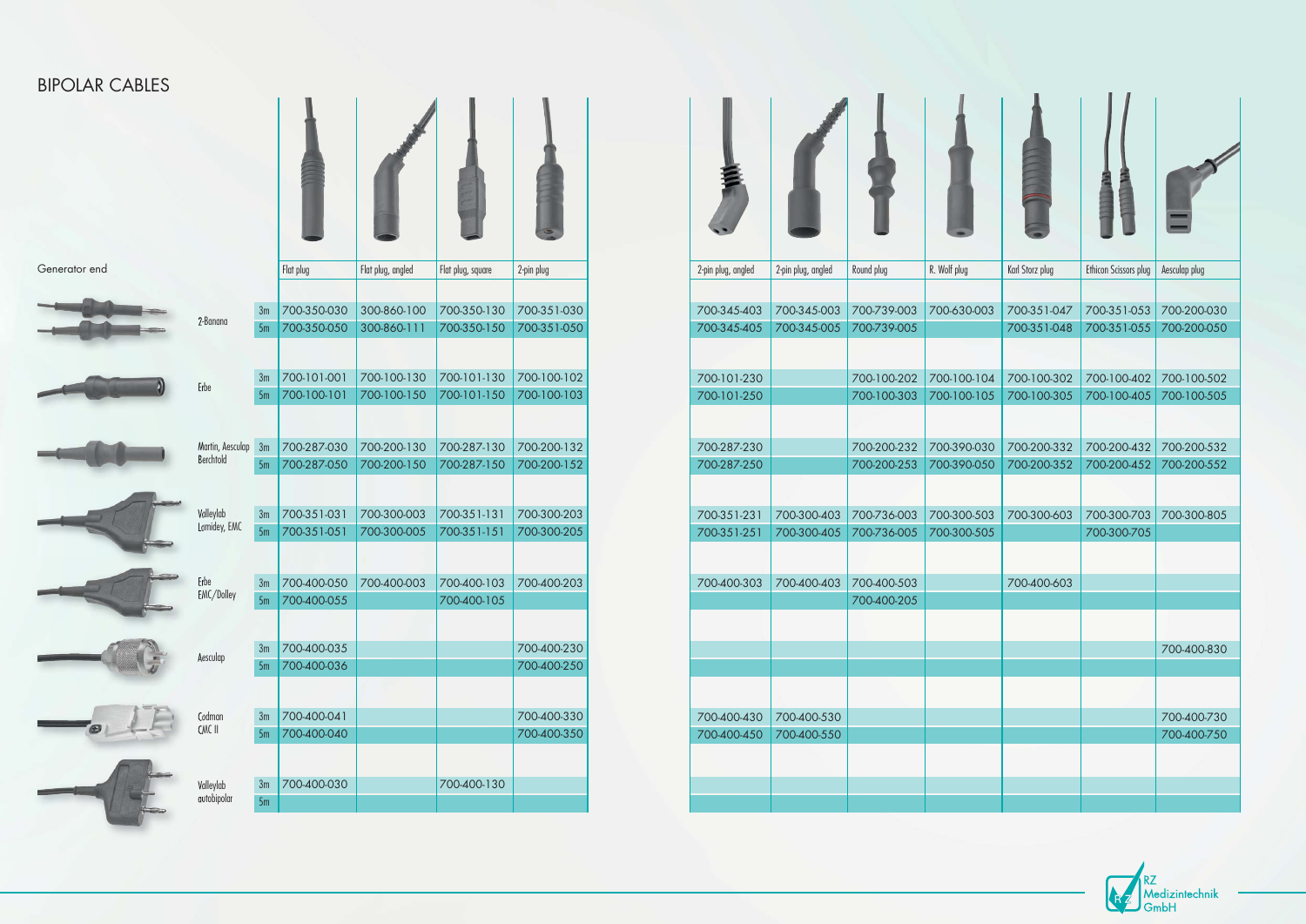# BIPOLAR CABLES

| Generator end | | Flat plug | Flat plug, angled | Flat plug, square | 2-pin plug | 2-pin plug, angled | 2-pin plug, angled | Round plug | R. Wolf plug | Karl Storz plug | Ethicon Scissors plug | Aesculap plug |
|---|---|---|---|---|---|---|---|---|---|---|---|---|
| 2-Banana | 3m | 700-350-030 | 300-860-100 | 700-350-130 | 700-351-030 | 700-345-403 | 700-345-003 | 700-739-003 | 700-630-003 | 700-351-047 | 700-351-053 | 700-200-030 |
| | 5m | 700-350-050 | 300-860-111 | 700-350-150 | 700-351-050 | 700-345-405 | 700-345-005 | 700-739-005 | | 700-351-048 | 700-351-055 | 700-200-050 |
| Erbe | 3m | 700-101-001 | 700-100-130 | 700-101-130 | 700-100-102 | 700-101-230 | | 700-100-202 | 700-100-104 | 700-100-302 | 700-100-402 | 700-100-502 |
| | 5m | 700-100-101 | 700-100-150 | 700-101-150 | 700-100-103 | 700-101-250 | | 700-100-303 | 700-100-105 | 700-100-305 | 700-100-405 | 700-100-505 |
| Martin, Aesculap Berchtold | 3m | 700-287-030 | 700-200-130 | 700-287-130 | 700-200-132 | 700-287-230 | | 700-200-232 | 700-390-030 | 700-200-332 | 700-200-432 | 700-200-532 |
| | 5m | 700-287-050 | 700-200-150 | 700-287-150 | 700-200-152 | 700-287-250 | | 700-200-253 | 700-390-050 | 700-200-352 | 700-200-452 | 700-200-552 |
| Valleylab Lamidey, EMC | 3m | 700-351-031 | 700-300-003 | 700-351-131 | 700-300-203 | 700-351-231 | 700-300-403 | 700-736-003 | 700-300-503 | 700-300-603 | 700-300-703 | 700-300-805 |
| | 5m | 700-351-051 | 700-300-005 | 700-351-151 | 700-300-205 | 700-351-251 | 700-300-405 | 700-736-005 | 700-300-505 | | 700-300-705 | |
| Erbe EMC/Dolley | 3m | 700-400-050 | 700-400-003 | 700-400-103 | 700-400-203 | 700-400-303 | 700-400-403 | 700-400-503 | | 700-400-603 | | |
| | 5m | 700-400-055 | | 700-400-105 | | | | 700-400-205 | | | | |
| Aesculap | 3m | 700-400-035 | | | 700-400-230 | | | | | | | 700-400-830 |
| | 5m | 700-400-036 | | | 700-400-250 | | | | | | | |
| Codman CMC II | 3m | 700-400-041 | | | 700-400-330 | 700-400-430 | 700-400-530 | | | | | 700-400-730 |
| | 5m | 700-400-040 | | | 700-400-350 | 700-400-450 | 700-400-550 | | | | | 700-400-750 |
| Valleylab autobipolar | 3m | 700-400-030 | | 700-400-130 | | | | | | | | |
| | 5m | | | | | | | | | | | |

RZ Medizintechnik GmbH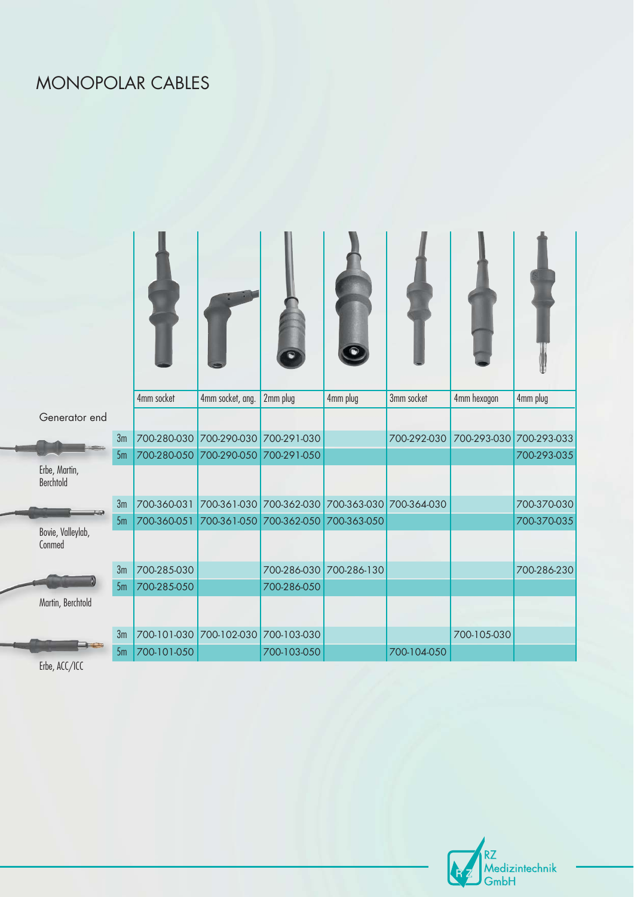# MONOPOLAR CABLES

| Generator end | | 4mm socket | 4mm socket, ang. | 2mm plug | 4mm plug | 3mm socket | 4mm hexagon | 4mm plug |
|---|---|---|---|---|---|---|---|---|
| Erbe, Martin, Berchtold | 3m | 700-280-030 | 700-290-030 | 700-291-030 | | 700-292-030 | 700-293-030 | 700-293-033 |
| | 5m | 700-280-050 | 700-290-050 | 700-291-050 | | | | 700-293-035 |
| Bovie, Valleylab, Conmed | 3m | 700-360-031 | 700-361-030 | 700-362-030 | 700-363-030 | 700-364-030 | | 700-370-030 |
| | 5m | 700-360-051 | 700-361-050 | 700-362-050 | 700-363-050 | | | 700-370-035 |
| Martin, Berchtold | 3m | 700-285-030 | | 700-286-030 | 700-286-130 | | | 700-286-230 |
| | 5m | 700-285-050 | | 700-286-050 | | | | |
| Erbe, ACC/ICC | 3m | 700-101-030 | 700-102-030 | 700-103-030 | | | 700-105-030 | |
| | 5m | 700-101-050 | | 700-103-050 | | 700-104-050 | | |

RZ Medizintechnik GmbH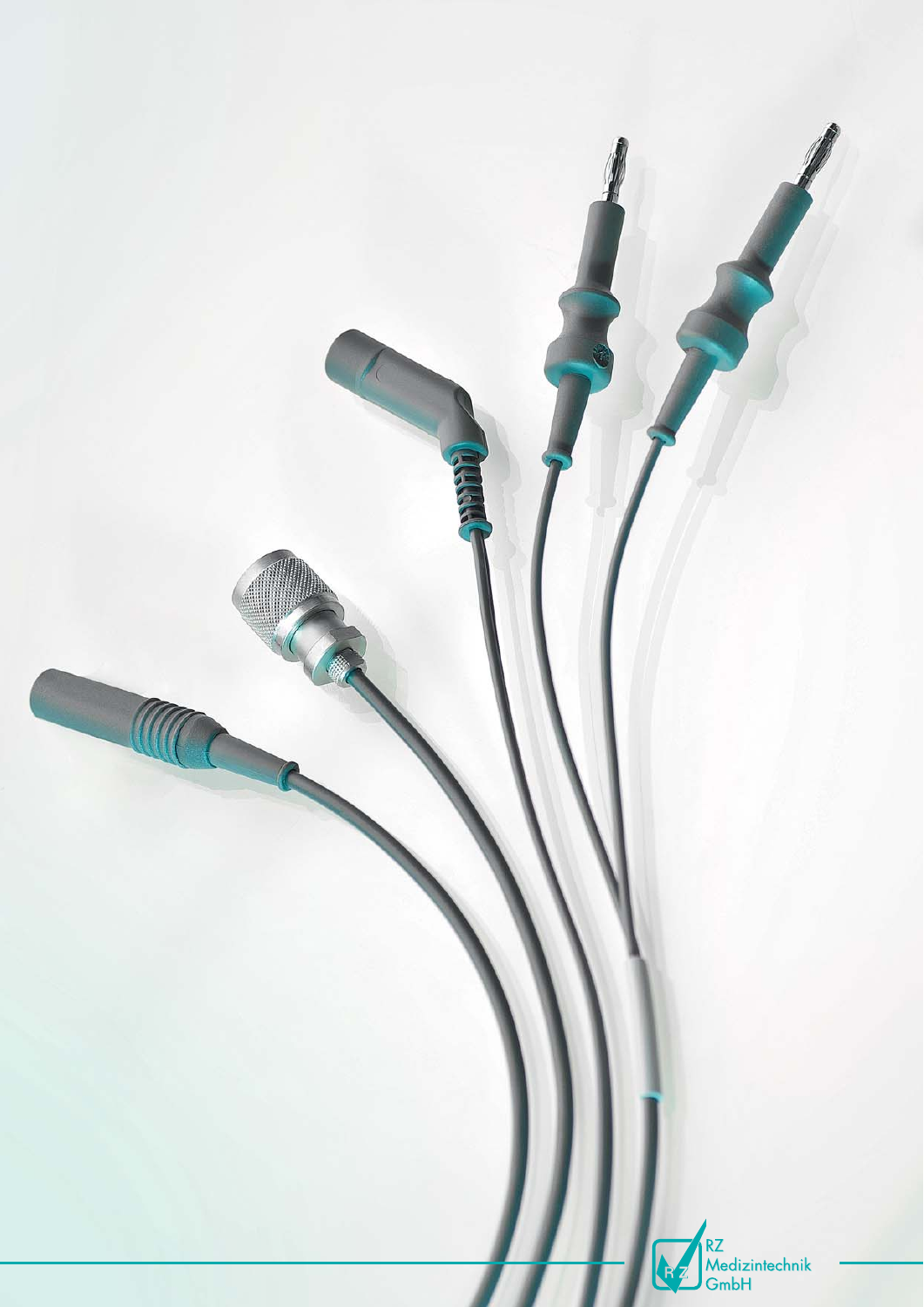RZ
Medizintechnik
GmbH